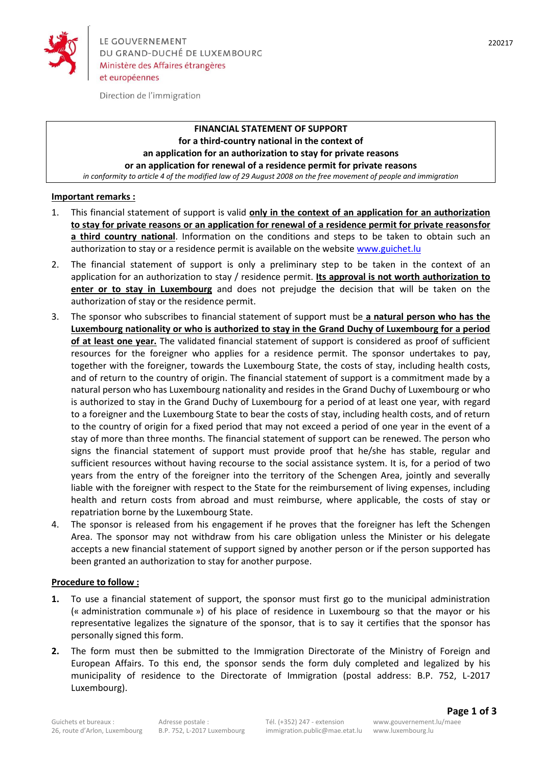LE GOUVERNEMENT
DU GRAND-DUCHÉ DE LUXEMBOURG
Ministère des Affaires étrangères
et européennes

Direction de l'immigration

220217

**FINANCIAL STATEMENT OF SUPPORT**
**for a third-country national in the context of**
**an application for an authorization to stay for private reasons**
**or an application for renewal of a residence permit for private reasons**
*in conformity to article 4 of the modified law of 29 August 2008 on the free movement of people and immigration*

**Important remarks :**

1. This financial statement of support is valid **only in the context of an application for an authorization to stay for private reasons or an application for renewal of a residence permit for private reasonsfor a third country national**. Information on the conditions and steps to be taken to obtain such an authorization to stay or a residence permit is available on the website www.guichet.lu
2. The financial statement of support is only a preliminary step to be taken in the context of an application for an authorization to stay / residence permit. **Its approval is not worth authorization to enter or to stay in Luxembourg** and does not prejudge the decision that will be taken on the authorization of stay or the residence permit.
3. The sponsor who subscribes to financial statement of support must be **a natural person who has the Luxembourg nationality or who is authorized to stay in the Grand Duchy of Luxembourg for a period of at least one year.** The validated financial statement of support is considered as proof of sufficient resources for the foreigner who applies for a residence permit. The sponsor undertakes to pay, together with the foreigner, towards the Luxembourg State, the costs of stay, including health costs, and of return to the country of origin. The financial statement of support is a commitment made by a natural person who has Luxembourg nationality and resides in the Grand Duchy of Luxembourg or who is authorized to stay in the Grand Duchy of Luxembourg for a period of at least one year, with regard to a foreigner and the Luxembourg State to bear the costs of stay, including health costs, and of return to the country of origin for a fixed period that may not exceed a period of one year in the event of a stay of more than three months. The financial statement of support can be renewed. The person who signs the financial statement of support must provide proof that he/she has stable, regular and sufficient resources without having recourse to the social assistance system. It is, for a period of two years from the entry of the foreigner into the territory of the Schengen Area, jointly and severally liable with the foreigner with respect to the State for the reimbursement of living expenses, including health and return costs from abroad and must reimburse, where applicable, the costs of stay or repatriation borne by the Luxembourg State.
4. The sponsor is released from his engagement if he proves that the foreigner has left the Schengen Area. The sponsor may not withdraw from his care obligation unless the Minister or his delegate accepts a new financial statement of support signed by another person or if the person supported has been granted an authorization to stay for another purpose.

**Procedure to follow :**

1. To use a financial statement of support, the sponsor must first go to the municipal administration (« administration communale ») of his place of residence in Luxembourg so that the mayor or his representative legalizes the signature of the sponsor, that is to say it certifies that the sponsor has personally signed this form.
2. The form must then be submitted to the Immigration Directorate of the Ministry of Foreign and European Affairs. To this end, the sponsor sends the form duly completed and legalized by his municipality of residence to the Directorate of Immigration (postal address: B.P. 752, L-2017 Luxembourg).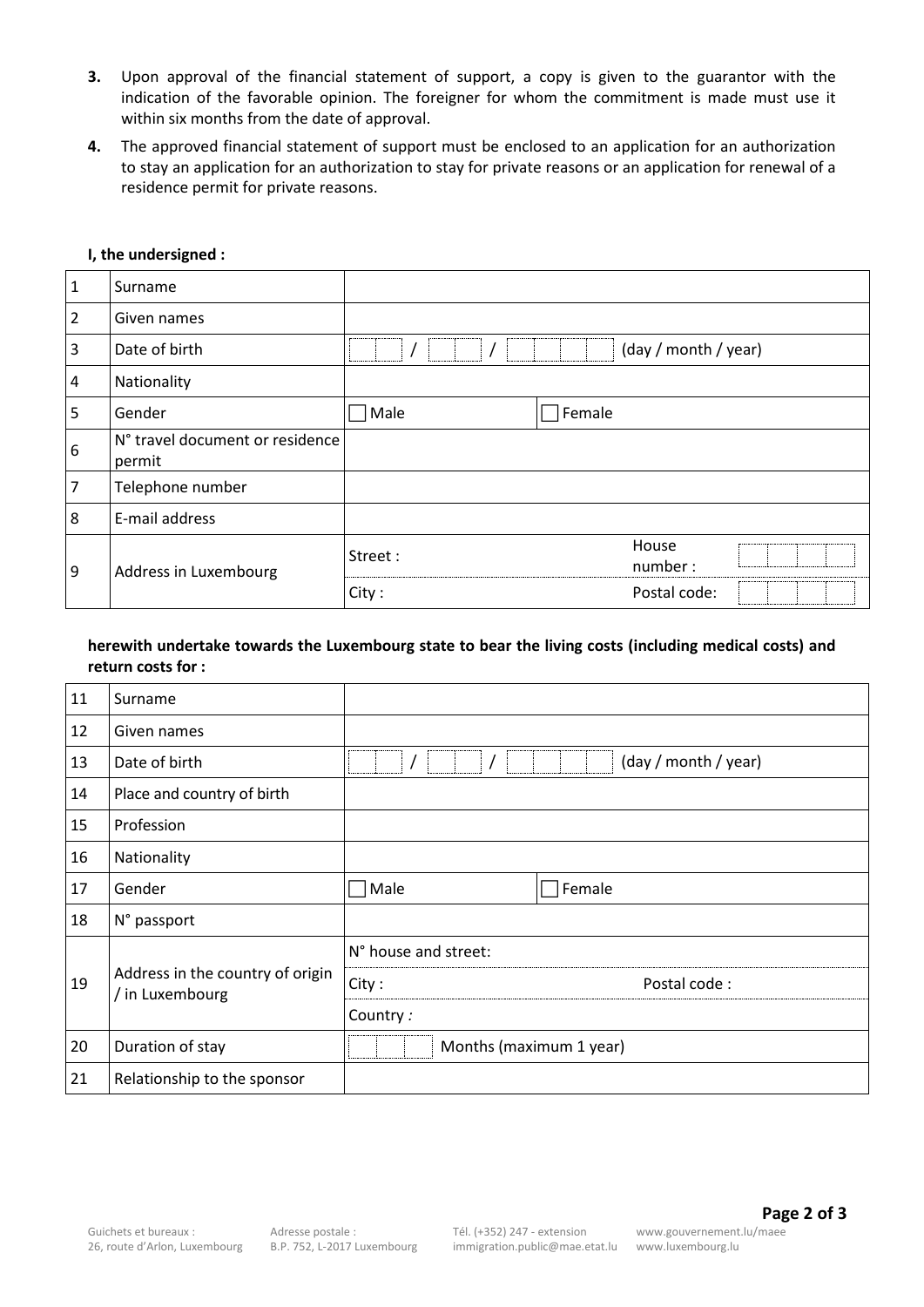3. Upon approval of the financial statement of support, a copy is given to the guarantor with the indication of the favorable opinion. The foreigner for whom the commitment is made must use it within six months from the date of approval.
4. The approved financial statement of support must be enclosed to an application for an authorization to stay an application for an authorization to stay for private reasons or an application for renewal of a residence permit for private reasons.

**I, the undersigned :**

| | | | |
|---|---|---|---|
| 1 | Surname | | |
| 2 | Given names | | |
| 3 | Date of birth | / / (day / month / year) | |
| 4 | Nationality | | |
| 5 | Gender | ☐ Male | ☐ Female |
| 6 | N° travel document or residence permit | | |
| 7 | Telephone number | | |
| 8 | E-mail address | | |
| 9 | Address in Luxembourg | Street : | House number : |
| | | City : | Postal code: |

**herewith undertake towards the Luxembourg state to bear the living costs (including medical costs) and return costs for :**

| | | | |
|---|---|---|---|
| 11 | Surname | | |
| 12 | Given names | | |
| 13 | Date of birth | / / (day / month / year) | |
| 14 | Place and country of birth | | |
| 15 | Profession | | |
| 16 | Nationality | | |
| 17 | Gender | ☐ Male | ☐ Female |
| 18 | N° passport | | |
| 19 | Address in the country of origin / in Luxembourg | N° house and street: | |
| | | City : | Postal code : |
| | | Country *:* | |
| 20 | Duration of stay | Months (maximum 1 year) | |
| 21 | Relationship to the sponsor | | |

Guichets et bureaux : 26, route d'Arlon, Luxembourg  Adresse postale : B.P. 752, L-2017 Luxembourg  Tél. (+352) 247 - extension immigration.public@mae.etat.lu  www.gouvernement.lu/maee www.luxembourg.lu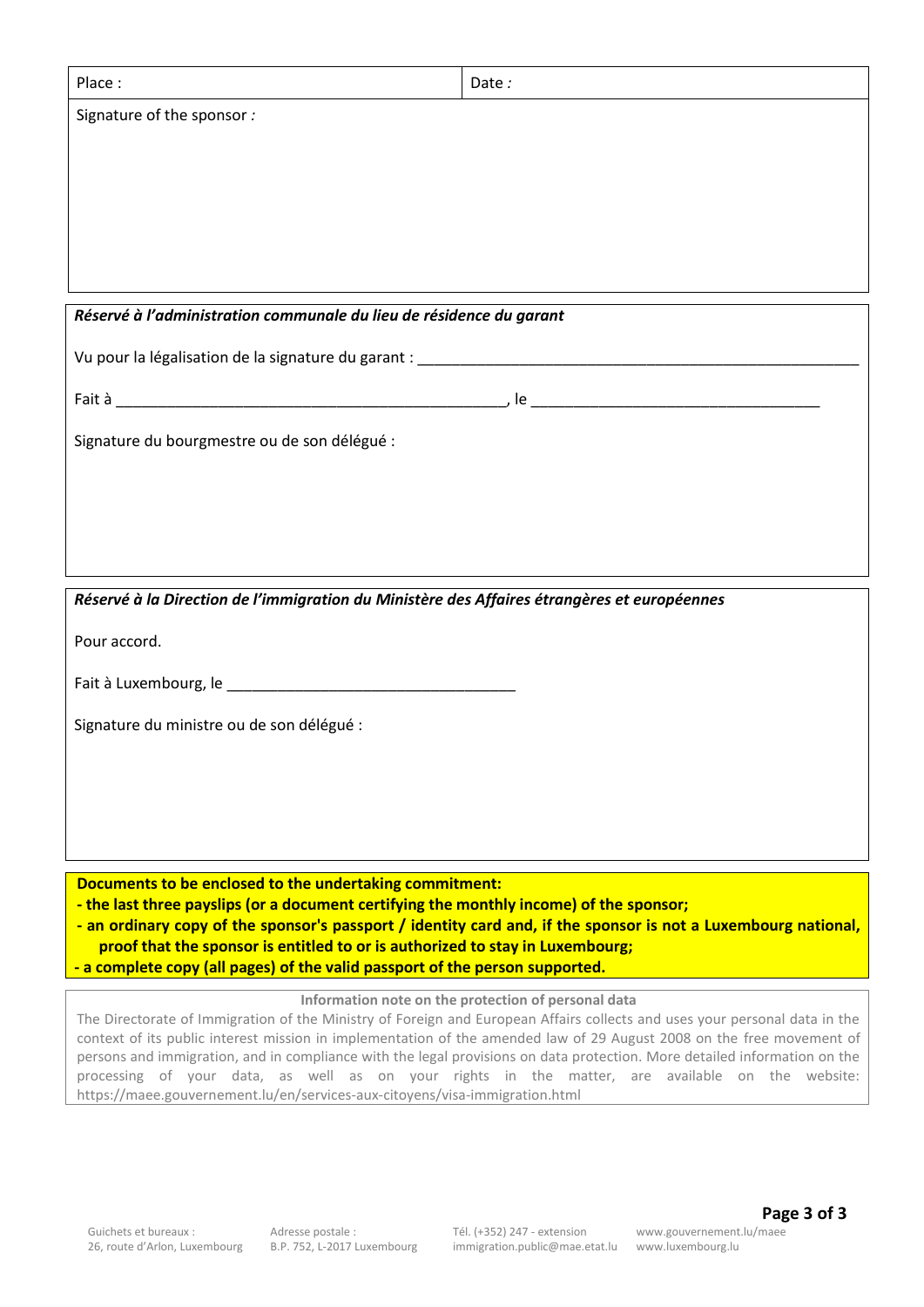| Place : | Date : |
| --- | --- |
| Signature of the sponsor : | |

***Réservé à l'administration communale du lieu de résidence du garant***

Vu pour la légalisation de la signature du garant : ______________________________________________________

Fait à ______________________________________________, le __________________________________

Signature du bourgmestre ou de son délégué :

***Réservé à la Direction de l'immigration du Ministère des Affaires étrangères et européennes***

Pour accord.

Fait à Luxembourg, le __________________________________

Signature du ministre ou de son délégué :

**Documents to be enclosed to the undertaking commitment:**
**- the last three payslips (or a document certifying the monthly income) of the sponsor;**
**- an ordinary copy of the sponsor's passport / identity card and, if the sponsor is not a Luxembourg national, proof that the sponsor is entitled to or is authorized to stay in Luxembourg;**
**- a complete copy (all pages) of the valid passport of the person supported.**

**Information note on the protection of personal data**

The Directorate of Immigration of the Ministry of Foreign and European Affairs collects and uses your personal data in the context of its public interest mission in implementation of the amended law of 29 August 2008 on the free movement of persons and immigration, and in compliance with the legal provisions on data protection. More detailed information on the processing of your data, as well as on your rights in the matter, are available on the website: https://maee.gouvernement.lu/en/services-aux-citoyens/visa-immigration.html

Guichets et bureaux : 26, route d'Arlon, Luxembourg | Adresse postale : B.P. 752, L-2017 Luxembourg | Tél. (+352) 247 - extension immigration.public@mae.etat.lu | www.gouvernement.lu/maee www.luxembourg.lu